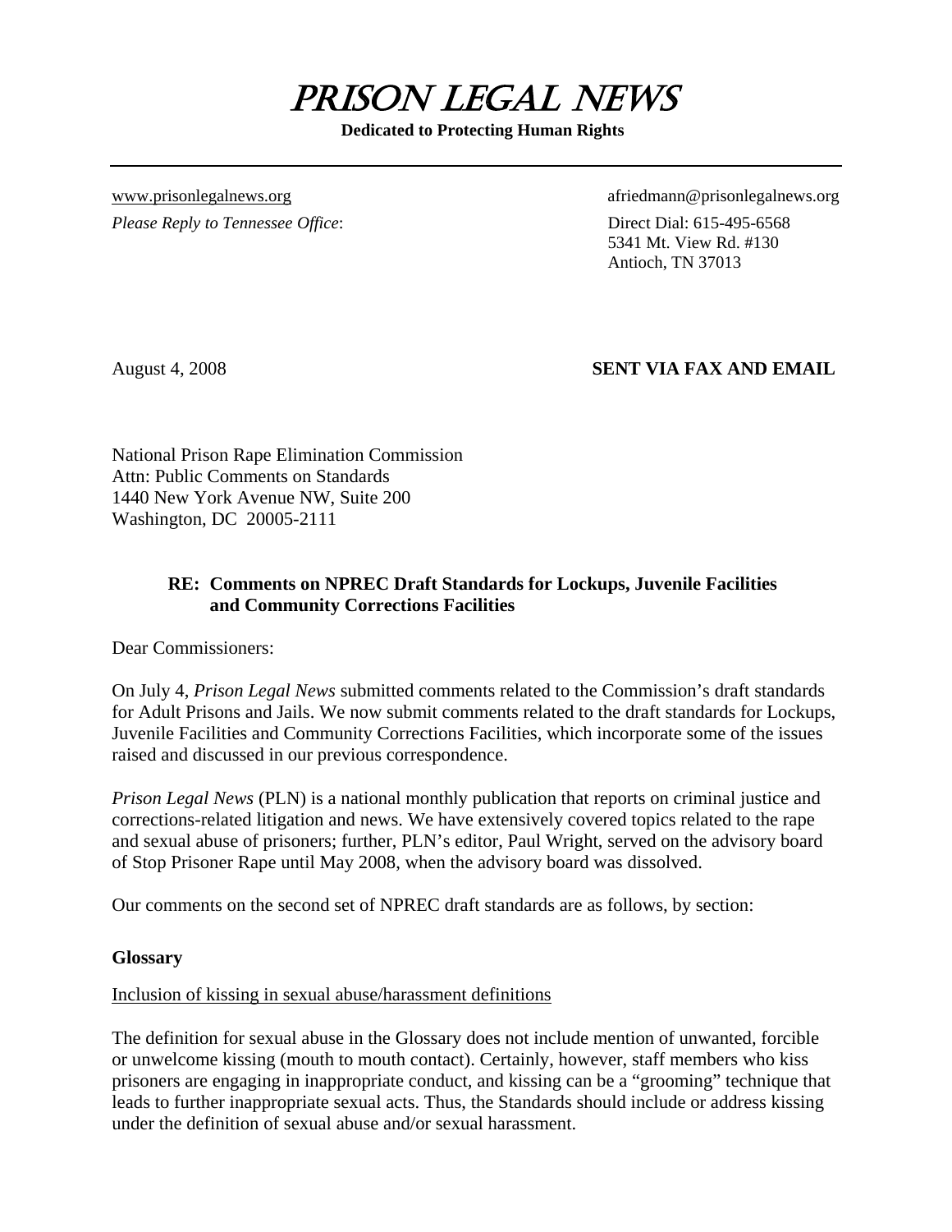# Prison Legal News

**Dedicated to Protecting Human Rights**

---

www.prisonlegalnews.org

afriedmann@prisonlegalnews.org

*Please Reply to Tennessee Office*:

Direct Dial: 615-495-6568
5341 Mt. View Rd. #130
Antioch, TN 37013

August 4, 2008

**SENT VIA FAX AND EMAIL**

National Prison Rape Elimination Commission
Attn: Public Comments on Standards
1440 New York Avenue NW, Suite 200
Washington, DC 20005-2111

**RE: Comments on NPREC Draft Standards for Lockups, Juvenile Facilities and Community Corrections Facilities**

Dear Commissioners:

On July 4, *Prison Legal News* submitted comments related to the Commission's draft standards for Adult Prisons and Jails. We now submit comments related to the draft standards for Lockups, Juvenile Facilities and Community Corrections Facilities, which incorporate some of the issues raised and discussed in our previous correspondence.

*Prison Legal News* (PLN) is a national monthly publication that reports on criminal justice and corrections-related litigation and news. We have extensively covered topics related to the rape and sexual abuse of prisoners; further, PLN's editor, Paul Wright, served on the advisory board of Stop Prisoner Rape until May 2008, when the advisory board was dissolved.

Our comments on the second set of NPREC draft standards are as follows, by section:

**Glossary**

Inclusion of kissing in sexual abuse/harassment definitions

The definition for sexual abuse in the Glossary does not include mention of unwanted, forcible or unwelcome kissing (mouth to mouth contact). Certainly, however, staff members who kiss prisoners are engaging in inappropriate conduct, and kissing can be a "grooming" technique that leads to further inappropriate sexual acts. Thus, the Standards should include or address kissing under the definition of sexual abuse and/or sexual harassment.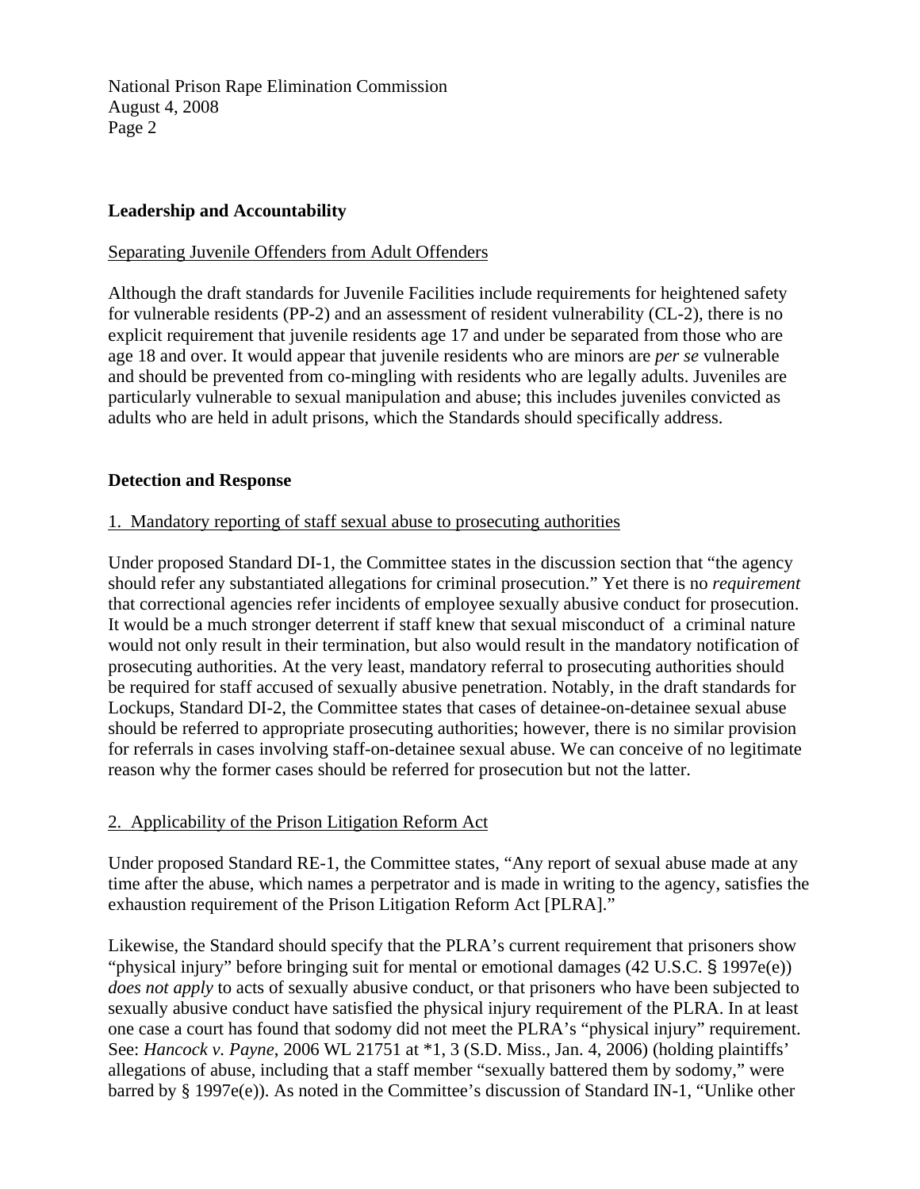## Leadership and Accountability

Separating Juvenile Offenders from Adult Offenders

Although the draft standards for Juvenile Facilities include requirements for heightened safety for vulnerable residents (PP-2) and an assessment of resident vulnerability (CL-2), there is no explicit requirement that juvenile residents age 17 and under be separated from those who are age 18 and over. It would appear that juvenile residents who are minors are *per se* vulnerable and should be prevented from co-mingling with residents who are legally adults. Juveniles are particularly vulnerable to sexual manipulation and abuse; this includes juveniles convicted as adults who are held in adult prisons, which the Standards should specifically address.

## Detection and Response

1. Mandatory reporting of staff sexual abuse to prosecuting authorities

Under proposed Standard DI-1, the Committee states in the discussion section that "the agency should refer any substantiated allegations for criminal prosecution." Yet there is no *requirement* that correctional agencies refer incidents of employee sexually abusive conduct for prosecution. It would be a much stronger deterrent if staff knew that sexual misconduct of a criminal nature would not only result in their termination, but also would result in the mandatory notification of prosecuting authorities. At the very least, mandatory referral to prosecuting authorities should be required for staff accused of sexually abusive penetration. Notably, in the draft standards for Lockups, Standard DI-2, the Committee states that cases of detainee-on-detainee sexual abuse should be referred to appropriate prosecuting authorities; however, there is no similar provision for referrals in cases involving staff-on-detainee sexual abuse. We can conceive of no legitimate reason why the former cases should be referred for prosecution but not the latter.

2. Applicability of the Prison Litigation Reform Act

Under proposed Standard RE-1, the Committee states, "Any report of sexual abuse made at any time after the abuse, which names a perpetrator and is made in writing to the agency, satisfies the exhaustion requirement of the Prison Litigation Reform Act [PLRA]."

Likewise, the Standard should specify that the PLRA's current requirement that prisoners show "physical injury" before bringing suit for mental or emotional damages (42 U.S.C. § 1997e(e)) *does not apply* to acts of sexually abusive conduct, or that prisoners who have been subjected to sexually abusive conduct have satisfied the physical injury requirement of the PLRA. In at least one case a court has found that sodomy did not meet the PLRA's "physical injury" requirement. See: *Hancock v. Payne*, 2006 WL 21751 at *1, 3 (S.D. Miss., Jan. 4, 2006) (holding plaintiffs' allegations of abuse, including that a staff member "sexually battered them by sodomy," were barred by § 1997e(e)). As noted in the Committee's discussion of Standard IN-1, "Unlike other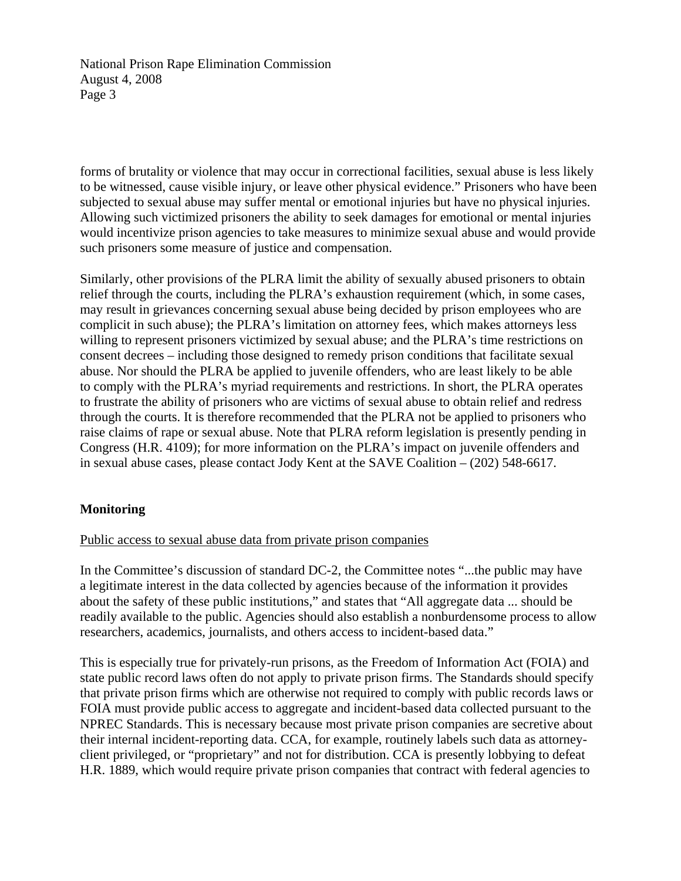forms of brutality or violence that may occur in correctional facilities, sexual abuse is less likely to be witnessed, cause visible injury, or leave other physical evidence." Prisoners who have been subjected to sexual abuse may suffer mental or emotional injuries but have no physical injuries. Allowing such victimized prisoners the ability to seek damages for emotional or mental injuries would incentivize prison agencies to take measures to minimize sexual abuse and would provide such prisoners some measure of justice and compensation.

Similarly, other provisions of the PLRA limit the ability of sexually abused prisoners to obtain relief through the courts, including the PLRA's exhaustion requirement (which, in some cases, may result in grievances concerning sexual abuse being decided by prison employees who are complicit in such abuse); the PLRA's limitation on attorney fees, which makes attorneys less willing to represent prisoners victimized by sexual abuse; and the PLRA's time restrictions on consent decrees – including those designed to remedy prison conditions that facilitate sexual abuse. Nor should the PLRA be applied to juvenile offenders, who are least likely to be able to comply with the PLRA's myriad requirements and restrictions. In short, the PLRA operates to frustrate the ability of prisoners who are victims of sexual abuse to obtain relief and redress through the courts. It is therefore recommended that the PLRA not be applied to prisoners who raise claims of rape or sexual abuse. Note that PLRA reform legislation is presently pending in Congress (H.R. 4109); for more information on the PLRA's impact on juvenile offenders and in sexual abuse cases, please contact Jody Kent at the SAVE Coalition – (202) 548-6617.

**Monitoring**

<u>Public access to sexual abuse data from private prison companies</u>

In the Committee's discussion of standard DC-2, the Committee notes "...the public may have a legitimate interest in the data collected by agencies because of the information it provides about the safety of these public institutions," and states that "All aggregate data ... should be readily available to the public. Agencies should also establish a nonburdensome process to allow researchers, academics, journalists, and others access to incident-based data."

This is especially true for privately-run prisons, as the Freedom of Information Act (FOIA) and state public record laws often do not apply to private prison firms. The Standards should specify that private prison firms which are otherwise not required to comply with public records laws or FOIA must provide public access to aggregate and incident-based data collected pursuant to the NPREC Standards. This is necessary because most private prison companies are secretive about their internal incident-reporting data. CCA, for example, routinely labels such data as attorney-client privileged, or "proprietary" and not for distribution. CCA is presently lobbying to defeat H.R. 1889, which would require private prison companies that contract with federal agencies to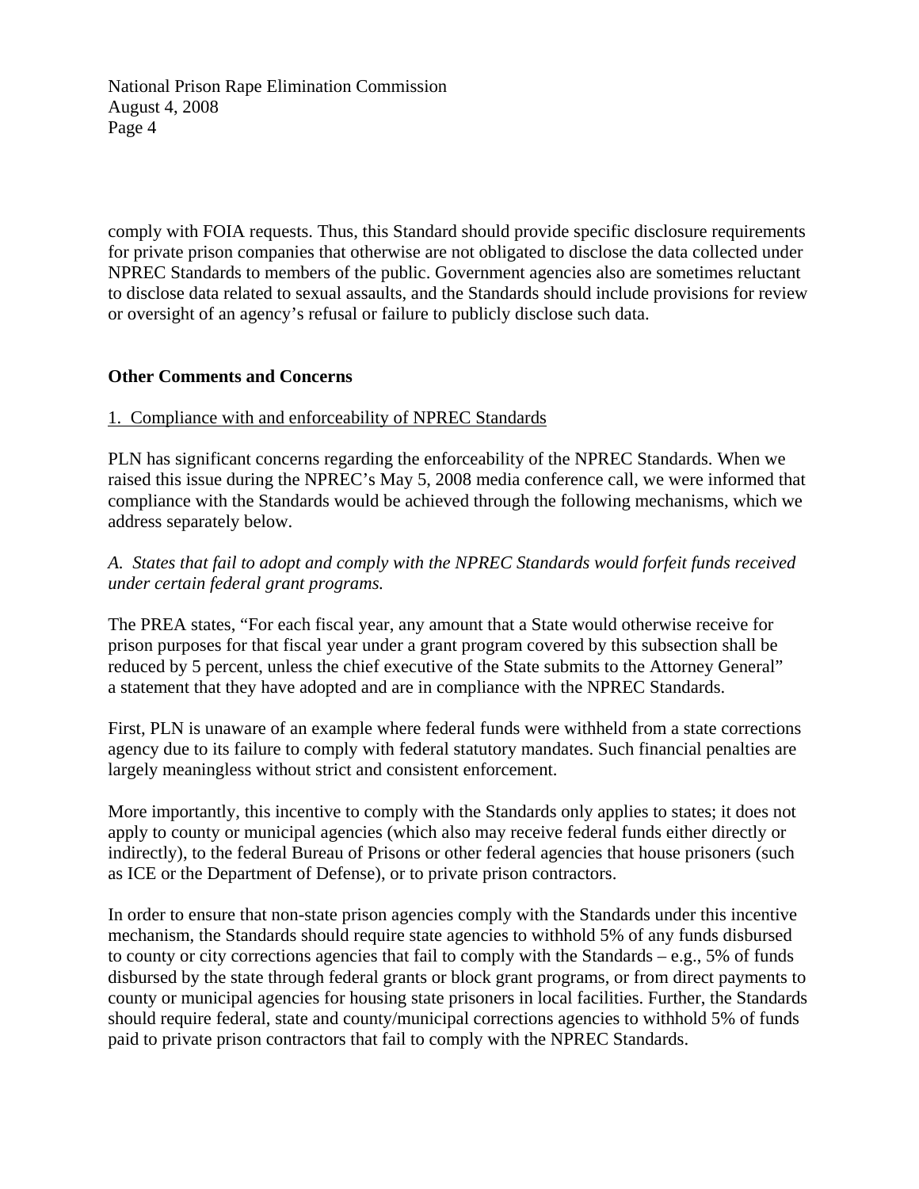comply with FOIA requests. Thus, this Standard should provide specific disclosure requirements for private prison companies that otherwise are not obligated to disclose the data collected under NPREC Standards to members of the public. Government agencies also are sometimes reluctant to disclose data related to sexual assaults, and the Standards should include provisions for review or oversight of an agency's refusal or failure to publicly disclose such data.

**Other Comments and Concerns**

<u>1. Compliance with and enforceability of NPREC Standards</u>

PLN has significant concerns regarding the enforceability of the NPREC Standards. When we raised this issue during the NPREC's May 5, 2008 media conference call, we were informed that compliance with the Standards would be achieved through the following mechanisms, which we address separately below.

*A. States that fail to adopt and comply with the NPREC Standards would forfeit funds received under certain federal grant programs.*

The PREA states, "For each fiscal year, any amount that a State would otherwise receive for prison purposes for that fiscal year under a grant program covered by this subsection shall be reduced by 5 percent, unless the chief executive of the State submits to the Attorney General" a statement that they have adopted and are in compliance with the NPREC Standards.

First, PLN is unaware of an example where federal funds were withheld from a state corrections agency due to its failure to comply with federal statutory mandates. Such financial penalties are largely meaningless without strict and consistent enforcement.

More importantly, this incentive to comply with the Standards only applies to states; it does not apply to county or municipal agencies (which also may receive federal funds either directly or indirectly), to the federal Bureau of Prisons or other federal agencies that house prisoners (such as ICE or the Department of Defense), or to private prison contractors.

In order to ensure that non-state prison agencies comply with the Standards under this incentive mechanism, the Standards should require state agencies to withhold 5% of any funds disbursed to county or city corrections agencies that fail to comply with the Standards – e.g., 5% of funds disbursed by the state through federal grants or block grant programs, or from direct payments to county or municipal agencies for housing state prisoners in local facilities. Further, the Standards should require federal, state and county/municipal corrections agencies to withhold 5% of funds paid to private prison contractors that fail to comply with the NPREC Standards.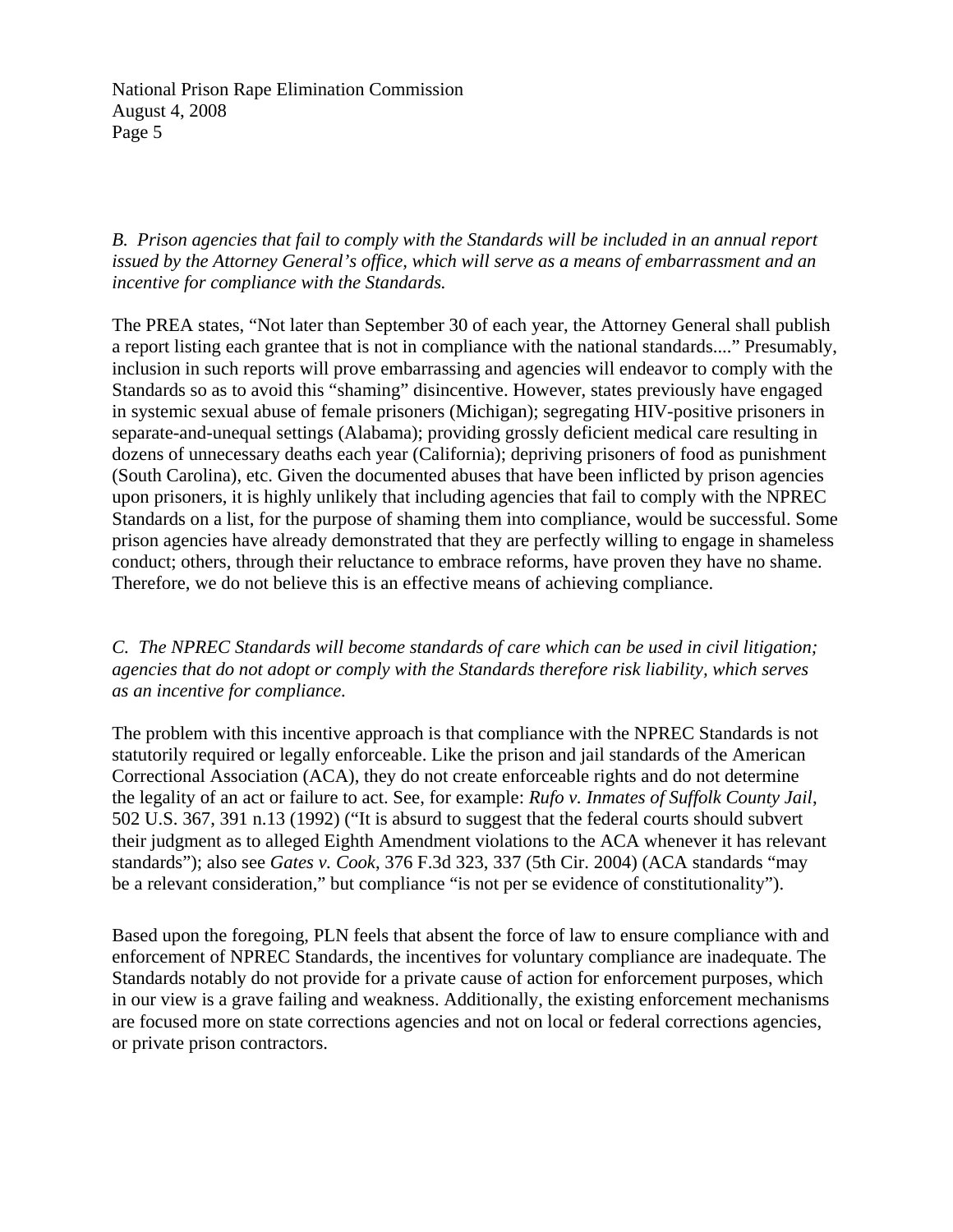*B. Prison agencies that fail to comply with the Standards will be included in an annual report issued by the Attorney General's office, which will serve as a means of embarrassment and an incentive for compliance with the Standards.*

The PREA states, "Not later than September 30 of each year, the Attorney General shall publish a report listing each grantee that is not in compliance with the national standards...." Presumably, inclusion in such reports will prove embarrassing and agencies will endeavor to comply with the Standards so as to avoid this "shaming" disincentive. However, states previously have engaged in systemic sexual abuse of female prisoners (Michigan); segregating HIV-positive prisoners in separate-and-unequal settings (Alabama); providing grossly deficient medical care resulting in dozens of unnecessary deaths each year (California); depriving prisoners of food as punishment (South Carolina), etc. Given the documented abuses that have been inflicted by prison agencies upon prisoners, it is highly unlikely that including agencies that fail to comply with the NPREC Standards on a list, for the purpose of shaming them into compliance, would be successful. Some prison agencies have already demonstrated that they are perfectly willing to engage in shameless conduct; others, through their reluctance to embrace reforms, have proven they have no shame. Therefore, we do not believe this is an effective means of achieving compliance.

*C. The NPREC Standards will become standards of care which can be used in civil litigation; agencies that do not adopt or comply with the Standards therefore risk liability, which serves as an incentive for compliance.*

The problem with this incentive approach is that compliance with the NPREC Standards is not statutorily required or legally enforceable. Like the prison and jail standards of the American Correctional Association (ACA), they do not create enforceable rights and do not determine the legality of an act or failure to act. See, for example: *Rufo v. Inmates of Suffolk County Jail*, 502 U.S. 367, 391 n.13 (1992) ("It is absurd to suggest that the federal courts should subvert their judgment as to alleged Eighth Amendment violations to the ACA whenever it has relevant standards"); also see *Gates v. Cook*, 376 F.3d 323, 337 (5th Cir. 2004) (ACA standards "may be a relevant consideration," but compliance "is not per se evidence of constitutionality").

Based upon the foregoing, PLN feels that absent the force of law to ensure compliance with and enforcement of NPREC Standards, the incentives for voluntary compliance are inadequate. The Standards notably do not provide for a private cause of action for enforcement purposes, which in our view is a grave failing and weakness. Additionally, the existing enforcement mechanisms are focused more on state corrections agencies and not on local or federal corrections agencies, or private prison contractors.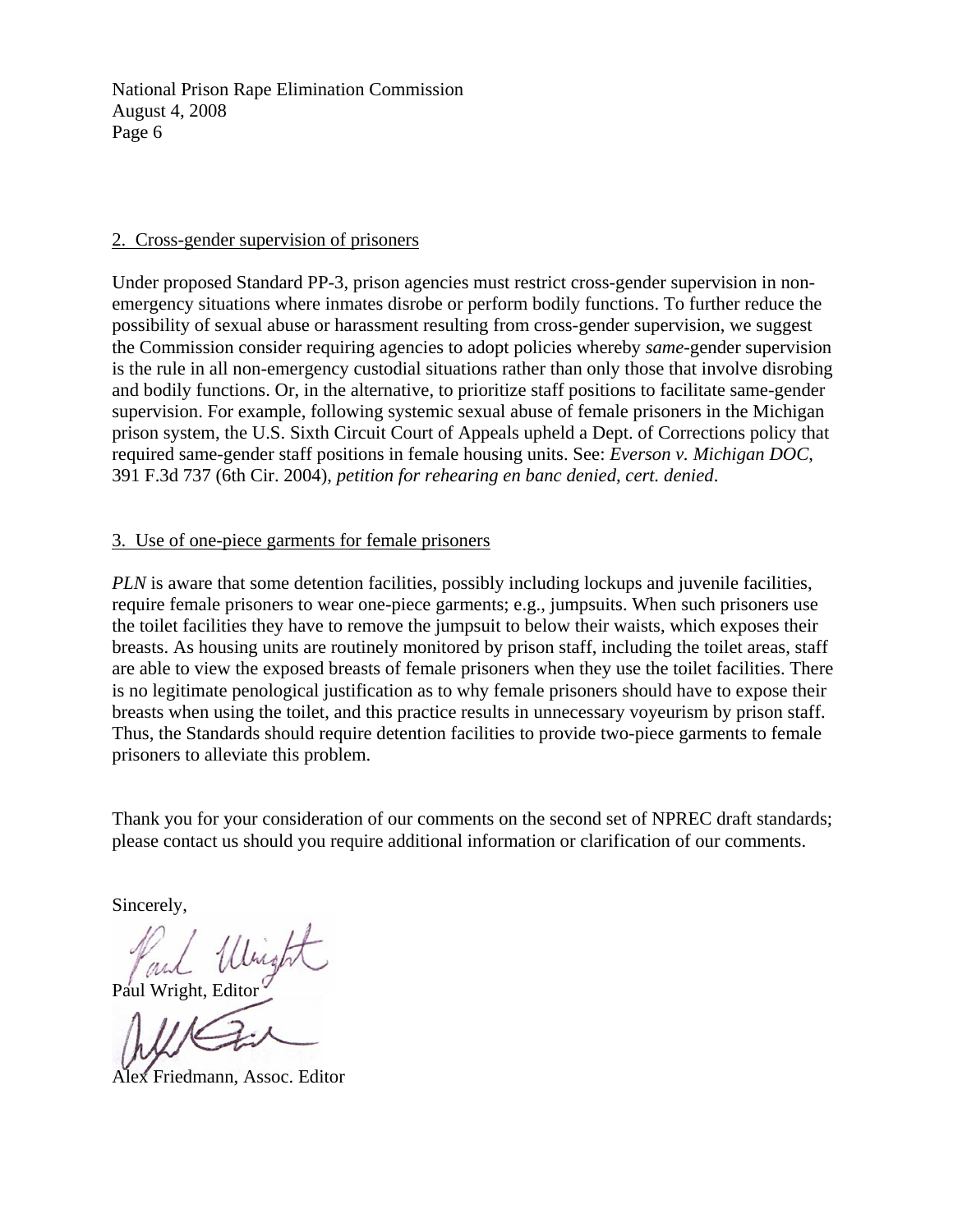2. Cross-gender supervision of prisoners

Under proposed Standard PP-3, prison agencies must restrict cross-gender supervision in non-emergency situations where inmates disrobe or perform bodily functions. To further reduce the possibility of sexual abuse or harassment resulting from cross-gender supervision, we suggest the Commission consider requiring agencies to adopt policies whereby *same*-gender supervision is the rule in all non-emergency custodial situations rather than only those that involve disrobing and bodily functions. Or, in the alternative, to prioritize staff positions to facilitate same-gender supervision. For example, following systemic sexual abuse of female prisoners in the Michigan prison system, the U.S. Sixth Circuit Court of Appeals upheld a Dept. of Corrections policy that required same-gender staff positions in female housing units. See: *Everson v. Michigan DOC,* 391 F.3d 737 (6th Cir. 2004), *petition for rehearing en banc denied, cert. denied*.

3. Use of one-piece garments for female prisoners

*PLN* is aware that some detention facilities, possibly including lockups and juvenile facilities, require female prisoners to wear one-piece garments; e.g., jumpsuits. When such prisoners use the toilet facilities they have to remove the jumpsuit to below their waists, which exposes their breasts. As housing units are routinely monitored by prison staff, including the toilet areas, staff are able to view the exposed breasts of female prisoners when they use the toilet facilities. There is no legitimate penological justification as to why female prisoners should have to expose their breasts when using the toilet, and this practice results in unnecessary voyeurism by prison staff. Thus, the Standards should require detention facilities to provide two-piece garments to female prisoners to alleviate this problem.

Thank you for your consideration of our comments on the second set of NPREC draft standards; please contact us should you require additional information or clarification of our comments.

Sincerely,

Paul Wright, Editor

Alex Friedmann, Assoc. Editor